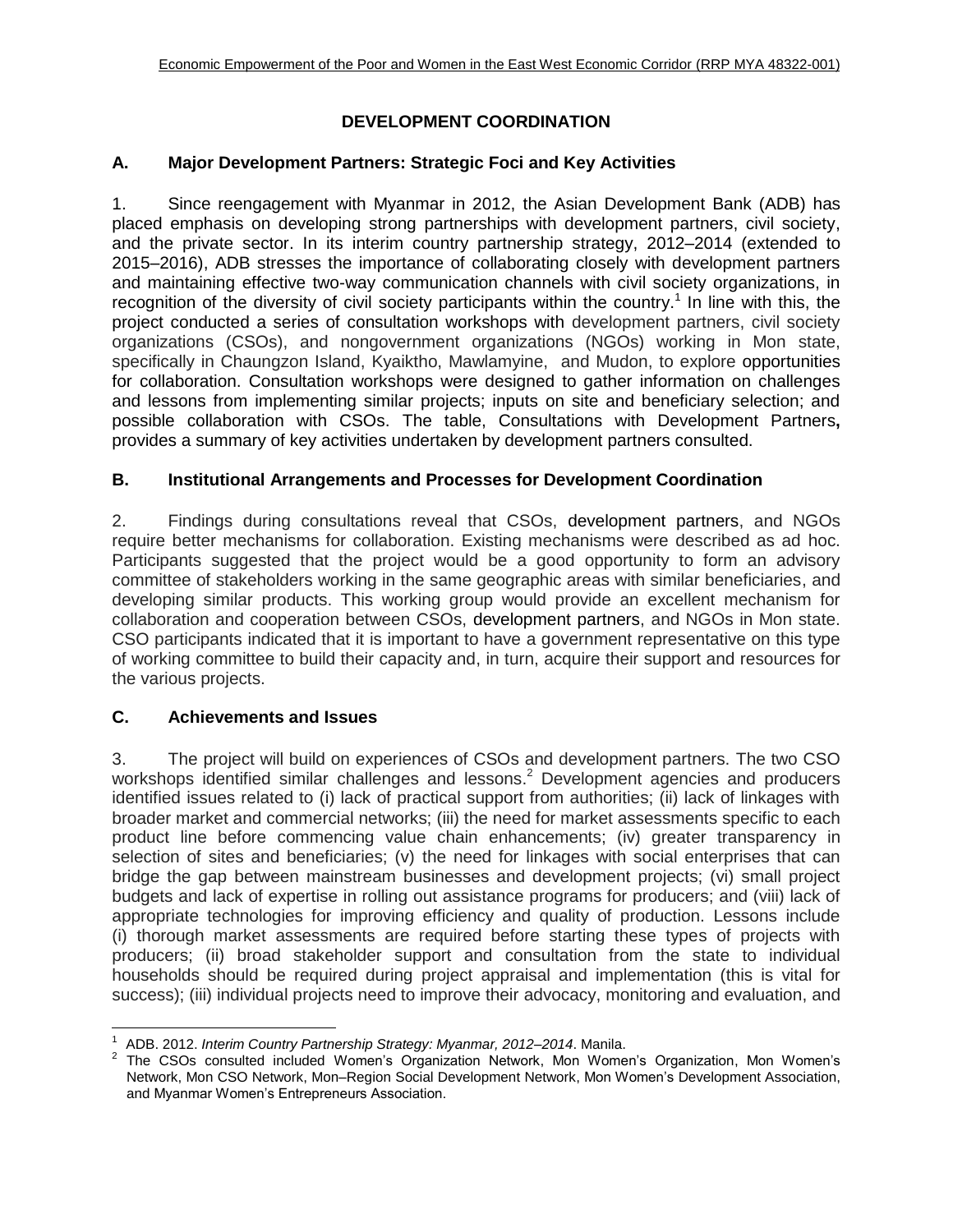# DEVELOPMENT COORDINATION

## A. Major Development Partners: Strategic Foci and Key Activities

1. Since reengagement with Myanmar in 2012, the Asian Development Bank (ADB) has placed emphasis on developing strong partnerships with development partners, civil society, and the private sector. In its interim country partnership strategy, 2012–2014 (extended to 2015–2016), ADB stresses the importance of collaborating closely with development partners and maintaining effective two-way communication channels with civil society organizations, in recognition of the diversity of civil society participants within the country.[1] In line with this, the project conducted a series of consultation workshops with development partners, civil society organizations (CSOs), and nongovernment organizations (NGOs) working in Mon state, specifically in Chaungzon Island, Kyaiktho, Mawlamyine, and Mudon, to explore opportunities for collaboration. Consultation workshops were designed to gather information on challenges and lessons from implementing similar projects; inputs on site and beneficiary selection; and possible collaboration with CSOs. The table, Consultations with Development Partners**,** provides a summary of key activities undertaken by development partners consulted.

## B. Institutional Arrangements and Processes for Development Coordination

2. Findings during consultations reveal that CSOs, development partners, and NGOs require better mechanisms for collaboration. Existing mechanisms were described as ad hoc. Participants suggested that the project would be a good opportunity to form an advisory committee of stakeholders working in the same geographic areas with similar beneficiaries, and developing similar products. This working group would provide an excellent mechanism for collaboration and cooperation between CSOs, development partners, and NGOs in Mon state. CSO participants indicated that it is important to have a government representative on this type of working committee to build their capacity and, in turn, acquire their support and resources for the various projects.

## C. Achievements and Issues

3. The project will build on experiences of CSOs and development partners. The two CSO workshops identified similar challenges and lessons.[2] Development agencies and producers identified issues related to (i) lack of practical support from authorities; (ii) lack of linkages with broader market and commercial networks; (iii) the need for market assessments specific to each product line before commencing value chain enhancements; (iv) greater transparency in selection of sites and beneficiaries; (v) the need for linkages with social enterprises that can bridge the gap between mainstream businesses and development projects; (vi) small project budgets and lack of expertise in rolling out assistance programs for producers; and (viii) lack of appropriate technologies for improving efficiency and quality of production. Lessons include (i) thorough market assessments are required before starting these types of projects with producers; (ii) broad stakeholder support and consultation from the state to individual households should be required during project appraisal and implementation (this is vital for success); (iii) individual projects need to improve their advocacy, monitoring and evaluation, and

---

[1] ADB. 2012. *Interim Country Partnership Strategy: Myanmar, 2012–2014*. Manila.

[2] The CSOs consulted included Women's Organization Network, Mon Women's Organization, Mon Women's Network, Mon CSO Network, Mon–Region Social Development Network, Mon Women's Development Association, and Myanmar Women's Entrepreneurs Association.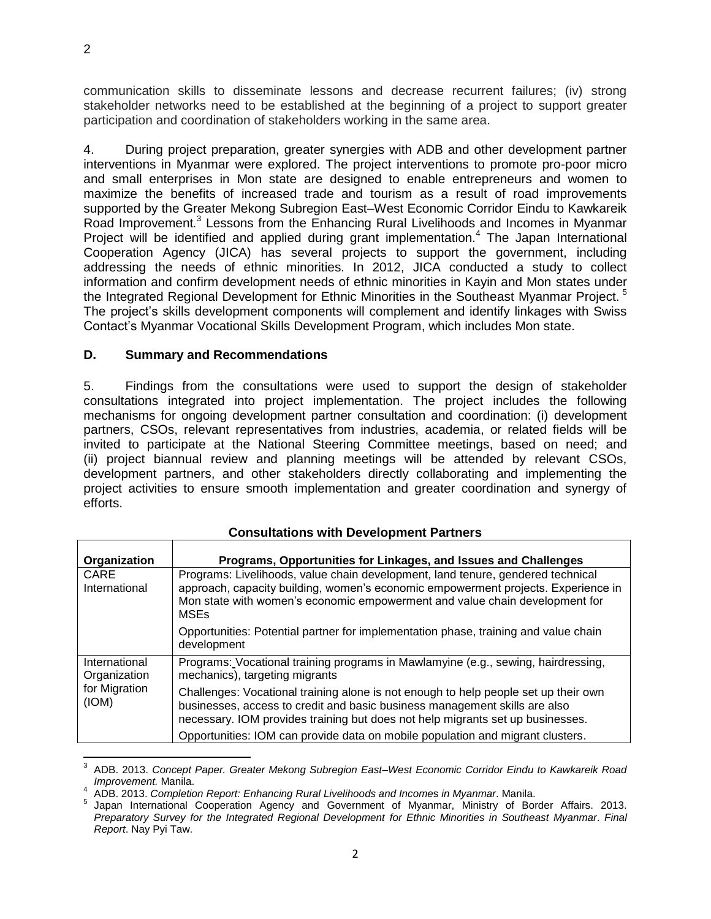communication skills to disseminate lessons and decrease recurrent failures; (iv) strong stakeholder networks need to be established at the beginning of a project to support greater participation and coordination of stakeholders working in the same area.

4. During project preparation, greater synergies with ADB and other development partner interventions in Myanmar were explored. The project interventions to promote pro-poor micro and small enterprises in Mon state are designed to enable entrepreneurs and women to maximize the benefits of increased trade and tourism as a result of road improvements supported by the Greater Mekong Subregion East–West Economic Corridor Eindu to Kawkareik Road Improvement.[3] Lessons from the Enhancing Rural Livelihoods and Incomes in Myanmar Project will be identified and applied during grant implementation.[4] The Japan International Cooperation Agency (JICA) has several projects to support the government, including addressing the needs of ethnic minorities. In 2012, JICA conducted a study to collect information and confirm development needs of ethnic minorities in Kayin and Mon states under the Integrated Regional Development for Ethnic Minorities in the Southeast Myanmar Project.[5] The project's skills development components will complement and identify linkages with Swiss Contact's Myanmar Vocational Skills Development Program, which includes Mon state.

## D. Summary and Recommendations

5. Findings from the consultations were used to support the design of stakeholder consultations integrated into project implementation. The project includes the following mechanisms for ongoing development partner consultation and coordination: (i) development partners, CSOs, relevant representatives from industries, academia, or related fields will be invited to participate at the National Steering Committee meetings, based on need; and (ii) project biannual review and planning meetings will be attended by relevant CSOs, development partners, and other stakeholders directly collaborating and implementing the project activities to ensure smooth implementation and greater coordination and synergy of efforts.

**Consultations with Development Partners**

| Organization | Programs, Opportunities for Linkages, and Issues and Challenges |
|---|---|
| CARE International | Programs: Livelihoods, value chain development, land tenure, gendered technical approach, capacity building, women's economic empowerment projects. Experience in Mon state with women's economic empowerment and value chain development for MSEs<br><br>Opportunities: Potential partner for implementation phase, training and value chain development |
| International Organization for Migration (IOM) | Programs: Vocational training programs in Mawlamyine (e.g., sewing, hairdressing, mechanics), targeting migrants<br><br>Challenges: Vocational training alone is not enough to help people set up their own businesses, access to credit and basic business management skills are also necessary. IOM provides training but does not help migrants set up businesses.<br><br>Opportunities: IOM can provide data on mobile population and migrant clusters. |

[3] ADB. 2013. *Concept Paper. Greater Mekong Subregion East–West Economic Corridor Eindu to Kawkareik Road Improvement.* Manila.

[4] ADB. 2013. *Completion Report: Enhancing Rural Livelihoods and Incomes in Myanmar*. Manila.

[5] Japan International Cooperation Agency and Government of Myanmar, Ministry of Border Affairs. 2013. *Preparatory Survey for the Integrated Regional Development for Ethnic Minorities in Southeast Myanmar*. *Final Report*. Nay Pyi Taw.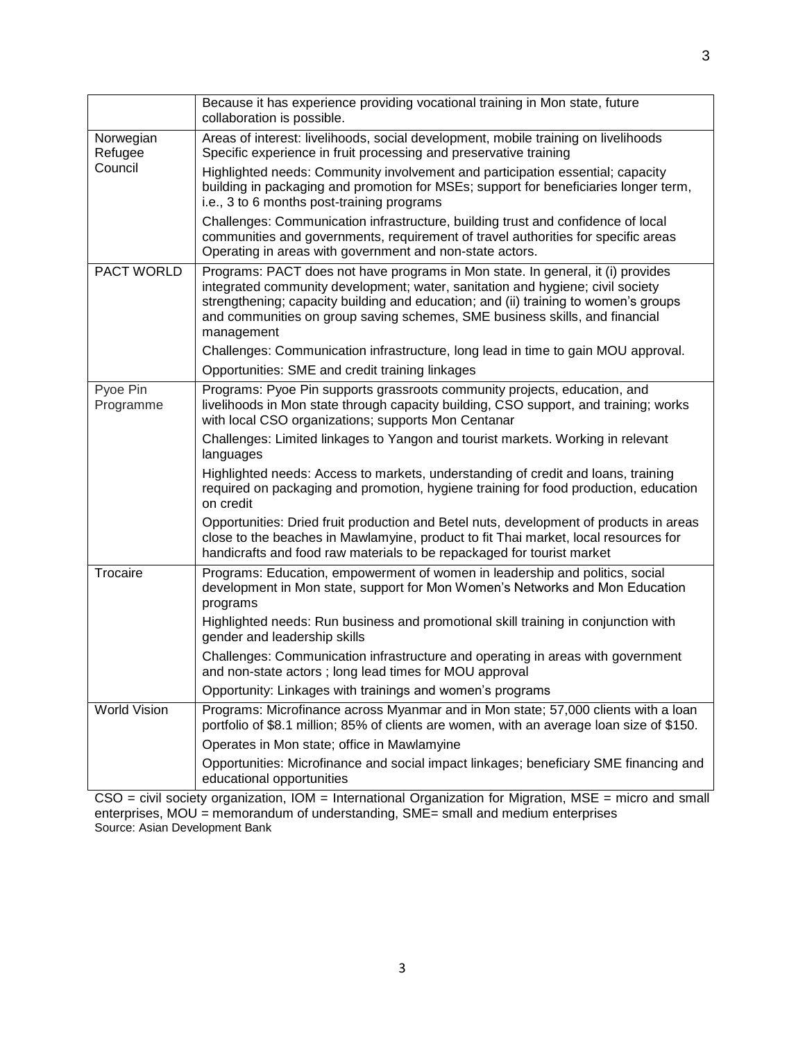| | |
|---|---|
| | Because it has experience providing vocational training in Mon state, future collaboration is possible. |
| Norwegian Refugee Council | Areas of interest: livelihoods, social development, mobile training on livelihoods Specific experience in fruit processing and preservative training |
| | Highlighted needs: Community involvement and participation essential; capacity building in packaging and promotion for MSEs; support for beneficiaries longer term, i.e., 3 to 6 months post-training programs |
| | Challenges: Communication infrastructure, building trust and confidence of local communities and governments, requirement of travel authorities for specific areas Operating in areas with government and non-state actors. |
| PACT WORLD | Programs: PACT does not have programs in Mon state. In general, it (i) provides integrated community development; water, sanitation and hygiene; civil society strengthening; capacity building and education; and (ii) training to women's groups and communities on group saving schemes, SME business skills, and financial management |
| | Challenges: Communication infrastructure, long lead in time to gain MOU approval. |
| | Opportunities: SME and credit training linkages |
| Pyoe Pin Programme | Programs: Pyoe Pin supports grassroots community projects, education, and livelihoods in Mon state through capacity building, CSO support, and training; works with local CSO organizations; supports Mon Centanar |
| | Challenges: Limited linkages to Yangon and tourist markets. Working in relevant languages |
| | Highlighted needs: Access to markets, understanding of credit and loans, training required on packaging and promotion, hygiene training for food production, education on credit |
| | Opportunities: Dried fruit production and Betel nuts, development of products in areas close to the beaches in Mawlamyine, product to fit Thai market, local resources for handicrafts and food raw materials to be repackaged for tourist market |
| Trocaire | Programs: Education, empowerment of women in leadership and politics, social development in Mon state, support for Mon Women's Networks and Mon Education programs |
| | Highlighted needs: Run business and promotional skill training in conjunction with gender and leadership skills |
| | Challenges: Communication infrastructure and operating in areas with government and non-state actors ; long lead times for MOU approval |
| | Opportunity: Linkages with trainings and women's programs |
| World Vision | Programs: Microfinance across Myanmar and in Mon state; 57,000 clients with a loan portfolio of $8.1 million; 85% of clients are women, with an average loan size of $150. |
| | Operates in Mon state; office in Mawlamyine |
| | Opportunities: Microfinance and social impact linkages; beneficiary SME financing and educational opportunities |

CSO = civil society organization, IOM = International Organization for Migration, MSE = micro and small enterprises, MOU = memorandum of understanding, SME= small and medium enterprises

Source: Asian Development Bank